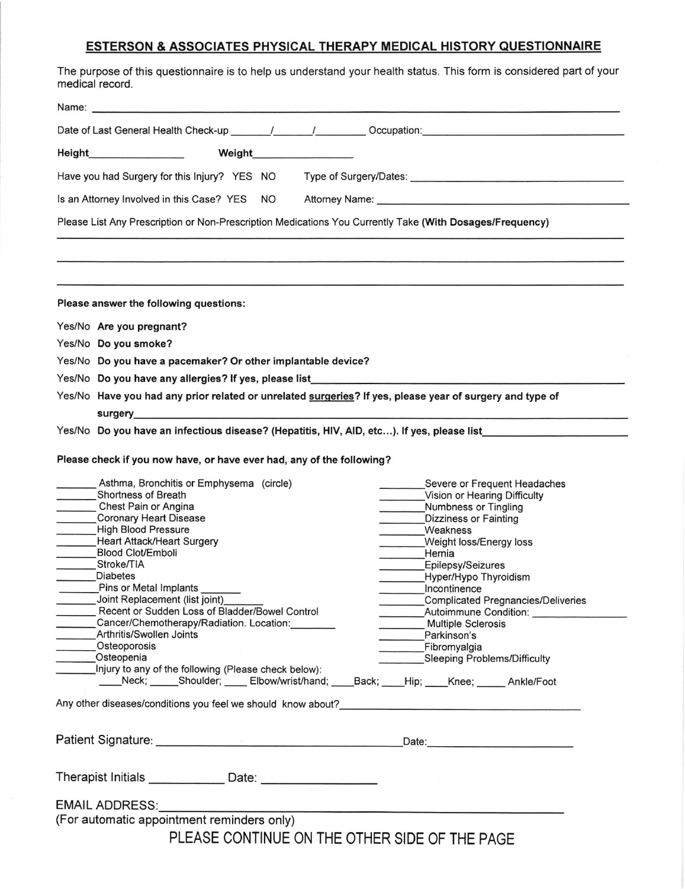## ESTERSON & ASSOCIATES PHYSICAL THERAPY MEDICAL HISTORY QUESTIONNAIRE

The purpose of this questionnaire is to help us understand your health status. This form is considered part of your medical record.

Name: ______________________________________________

Date of Last General Health Check-up _____/_____/_______ Occupation: ______________________

**Height**______________ **Weight**______________

Have you had Surgery for this Injury? YES NO Type of Surgery/Dates: ______________________

Is an Attorney Involved in this Case? YES NO Attorney Name: ______________________

Please List Any Prescription or Non-Prescription Medications You Currently Take **(With Dosages/Frequency)**

______________________________________________

______________________________________________

______________________________________________

**Please answer the following questions:**

Yes/No **Are you pregnant?**

Yes/No **Do you smoke?**

Yes/No **Do you have a pacemaker? Or other implantable device?**

Yes/No **Do you have any allergies? If yes, please list**______________________

Yes/No **Have you had any prior related or unrelated surgeries? If yes, please year of surgery and type of surgery**______________________

Yes/No **Do you have an infectious disease? (Hepatitis, HIV, AID, etc…). If yes, please list**______________________

**Please check if you now have, or have ever had, any of the following?**

_______ Asthma, Bronchitis or Emphysema (circle)
_______ Shortness of Breath
_______ Chest Pain or Angina
_______ Coronary Heart Disease
_______ High Blood Pressure
_______ Heart Attack/Heart Surgery
_______ Blood Clot/Emboli
_______ Stroke/TIA
_______ Diabetes
_______ Pins or Metal Implants _______
_______ Joint Replacement (list joint)_______
_______ Recent or Sudden Loss of Bladder/Bowel Control
_______ Cancer/Chemotherapy/Radiation. Location:________
_______ Arthritis/Swollen Joints
_______ Osteoporosis
_______ Osteopenia
_______ Injury to any of the following (Please check below):
____Neck; _____Shoulder; ____ Elbow/wrist/hand; ____Back; ____Hip; ____Knee; _____ Ankle/Foot

_______ Severe or Frequent Headaches
_______ Vision or Hearing Difficulty
_______ Numbness or Tingling
_______ Dizziness or Fainting
_______ Weakness
_______ Weight loss/Energy loss
_______ Hernia
_______ Epilepsy/Seizures
_______ Hyper/Hypo Thyroidism
_______ Incontinence
_______ Complicated Pregnancies/Deliveries
_______ Autoimmune Condition: ____________
_______ Multiple Sclerosis
_______ Parkinson's
_______ Fibromyalgia
_______ Sleeping Problems/Difficulty

Any other diseases/conditions you feel we should know about?______________________

Patient Signature: ______________________ Date: ______________

Therapist Initials __________ Date: ______________

EMAIL ADDRESS: ______________________
(For automatic appointment reminders only)

PLEASE CONTINUE ON THE OTHER SIDE OF THE PAGE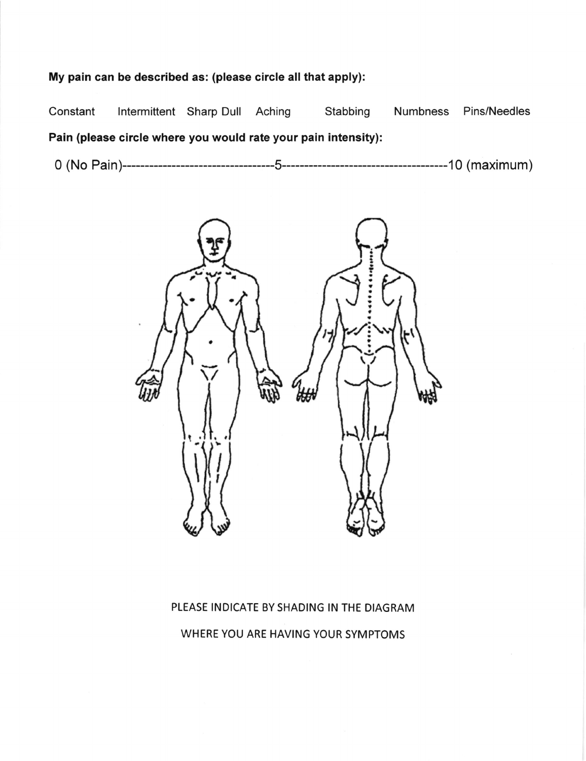**My pain can be described as: (please circle all that apply):**

Constant    Intermittent    Sharp Dull    Aching    Stabbing    Numbness    Pins/Needles

**Pain (please circle where you would rate your pain intensity):**

0 (No Pain)---------------------------------5------------------------------------10 (maximum)

PLEASE INDICATE BY SHADING IN THE DIAGRAM

WHERE YOU ARE HAVING YOUR SYMPTOMS